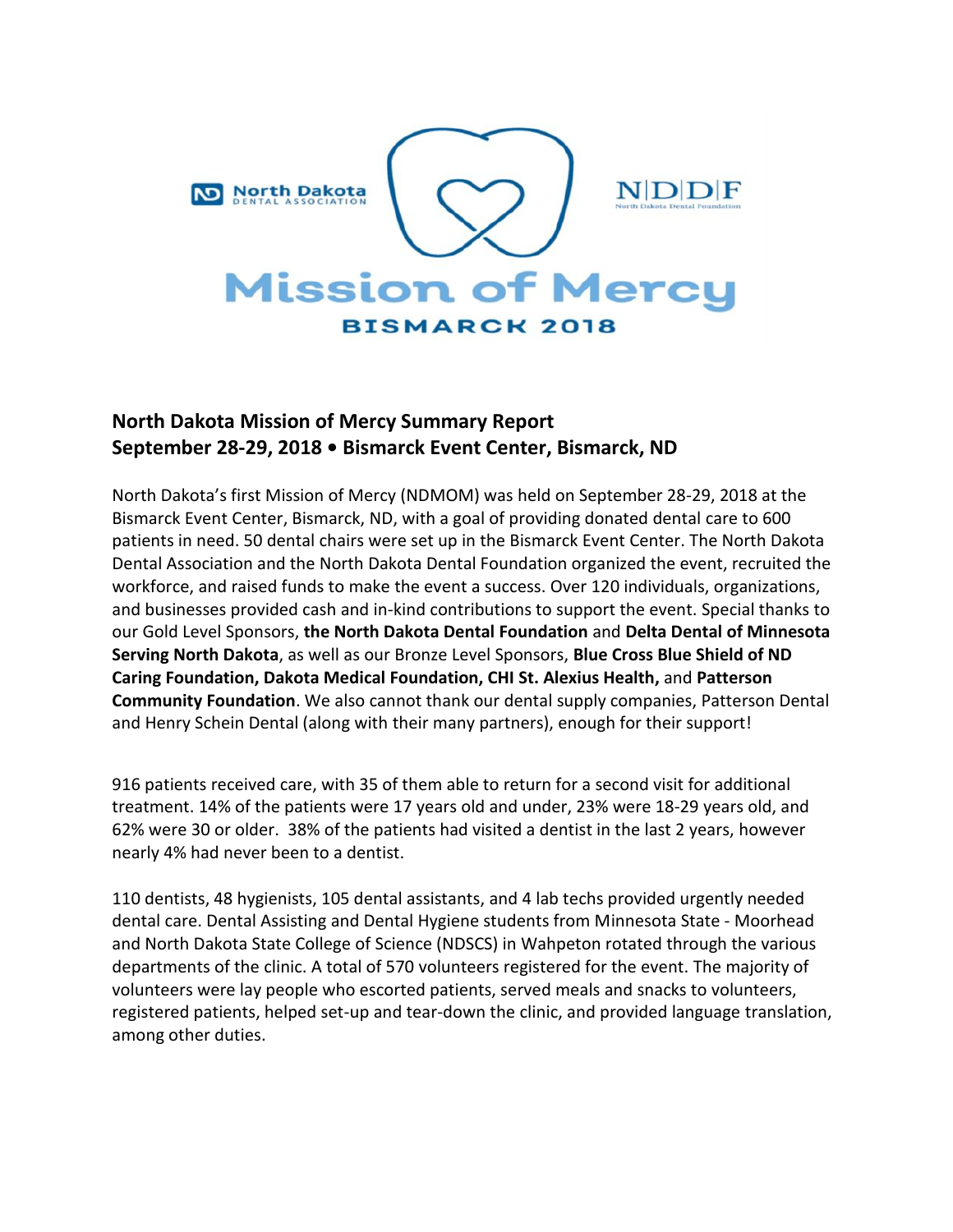North Dakota DENTAL ASSOCIATION

N|D|D|F North Dakota Dental Foundation

# Mission of Mercy

BISMARCK 2018

## North Dakota Mission of Mercy Summary Report
## September 28-29, 2018 • Bismarck Event Center, Bismarck, ND

North Dakota's first Mission of Mercy (NDMOM) was held on September 28-29, 2018 at the Bismarck Event Center, Bismarck, ND, with a goal of providing donated dental care to 600 patients in need. 50 dental chairs were set up in the Bismarck Event Center. The North Dakota Dental Association and the North Dakota Dental Foundation organized the event, recruited the workforce, and raised funds to make the event a success. Over 120 individuals, organizations, and businesses provided cash and in-kind contributions to support the event. Special thanks to our Gold Level Sponsors, **the North Dakota Dental Foundation** and **Delta Dental of Minnesota Serving North Dakota**, as well as our Bronze Level Sponsors, **Blue Cross Blue Shield of ND Caring Foundation, Dakota Medical Foundation, CHI St. Alexius Health,** and **Patterson Community Foundation**. We also cannot thank our dental supply companies, Patterson Dental and Henry Schein Dental (along with their many partners), enough for their support!

916 patients received care, with 35 of them able to return for a second visit for additional treatment. 14% of the patients were 17 years old and under, 23% were 18-29 years old, and 62% were 30 or older. 38% of the patients had visited a dentist in the last 2 years, however nearly 4% had never been to a dentist.

110 dentists, 48 hygienists, 105 dental assistants, and 4 lab techs provided urgently needed dental care. Dental Assisting and Dental Hygiene students from Minnesota State - Moorhead and North Dakota State College of Science (NDSCS) in Wahpeton rotated through the various departments of the clinic. A total of 570 volunteers registered for the event. The majority of volunteers were lay people who escorted patients, served meals and snacks to volunteers, registered patients, helped set-up and tear-down the clinic, and provided language translation, among other duties.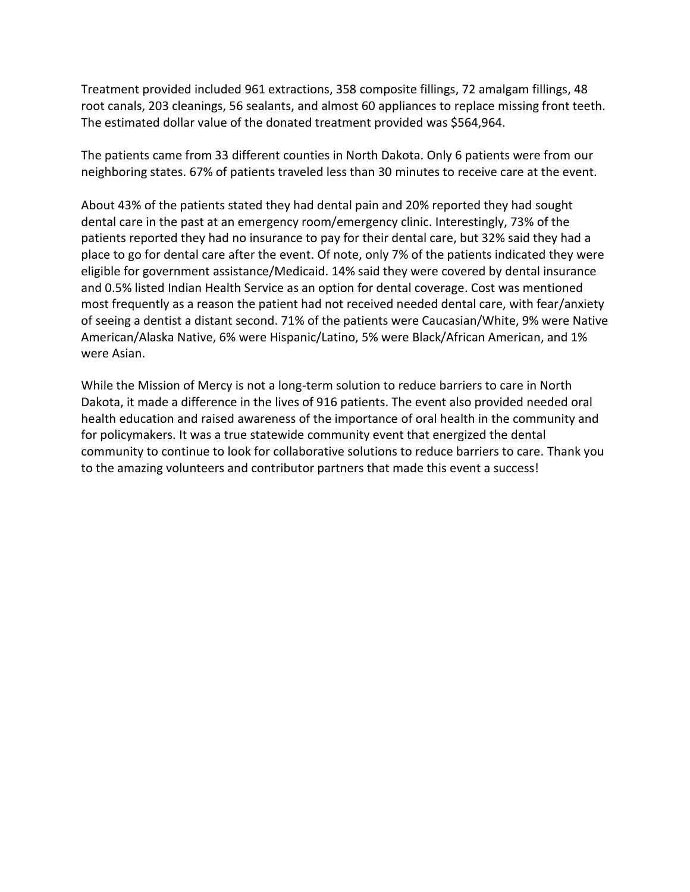Treatment provided included 961 extractions, 358 composite fillings, 72 amalgam fillings, 48 root canals, 203 cleanings, 56 sealants, and almost 60 appliances to replace missing front teeth. The estimated dollar value of the donated treatment provided was $564,964.

The patients came from 33 different counties in North Dakota. Only 6 patients were from our neighboring states. 67% of patients traveled less than 30 minutes to receive care at the event.

About 43% of the patients stated they had dental pain and 20% reported they had sought dental care in the past at an emergency room/emergency clinic. Interestingly, 73% of the patients reported they had no insurance to pay for their dental care, but 32% said they had a place to go for dental care after the event. Of note, only 7% of the patients indicated they were eligible for government assistance/Medicaid. 14% said they were covered by dental insurance and 0.5% listed Indian Health Service as an option for dental coverage. Cost was mentioned most frequently as a reason the patient had not received needed dental care, with fear/anxiety of seeing a dentist a distant second. 71% of the patients were Caucasian/White, 9% were Native American/Alaska Native, 6% were Hispanic/Latino, 5% were Black/African American, and 1% were Asian.

While the Mission of Mercy is not a long-term solution to reduce barriers to care in North Dakota, it made a difference in the lives of 916 patients. The event also provided needed oral health education and raised awareness of the importance of oral health in the community and for policymakers. It was a true statewide community event that energized the dental community to continue to look for collaborative solutions to reduce barriers to care. Thank you to the amazing volunteers and contributor partners that made this event a success!